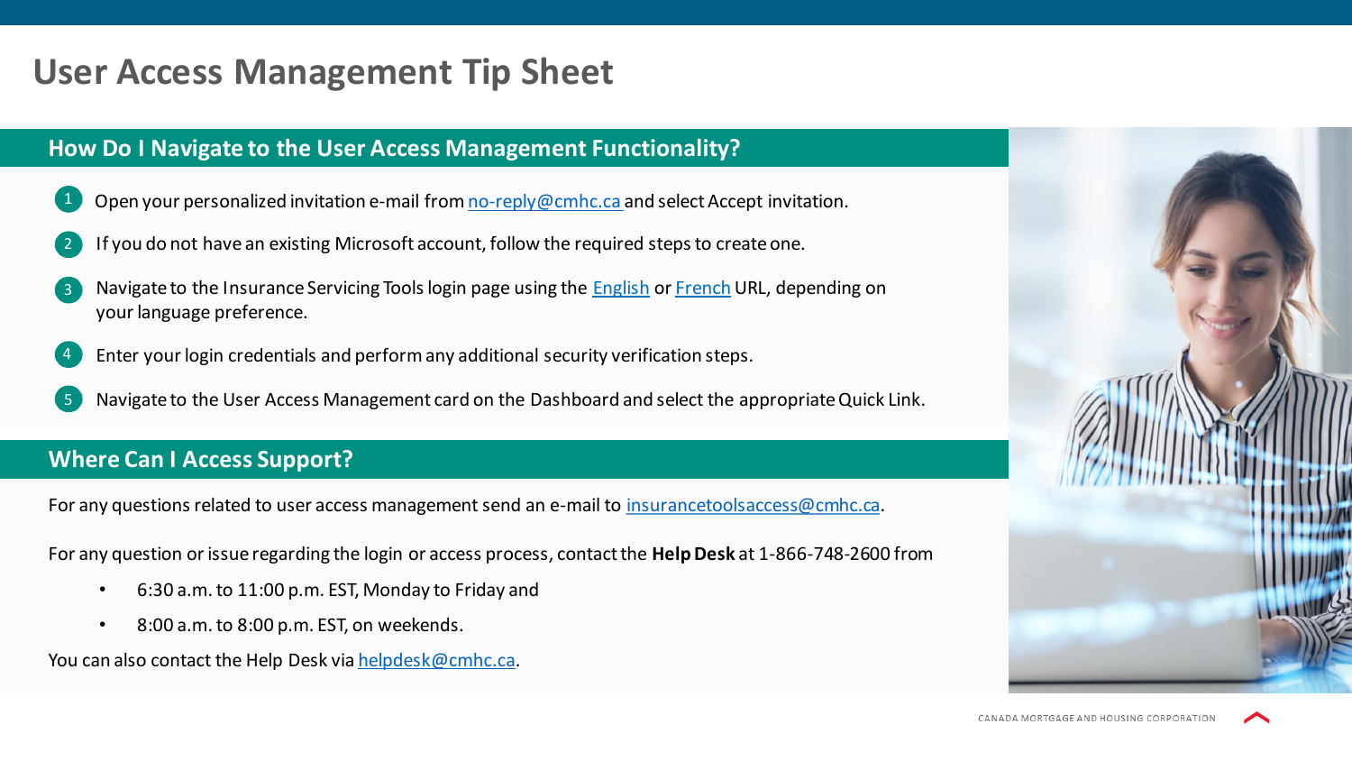# User Access Management Tip Sheet

## How Do I Navigate to the User Access Management Functionality?

1. Open your personalized invitation e-mail from no-reply@cmhc.ca and select Accept invitation.
2. If you do not have an existing Microsoft account, follow the required steps to create one.
3. Navigate to the Insurance Servicing Tools login page using the English or French URL, depending on your language preference.
4. Enter your login credentials and perform any additional security verification steps.
5. Navigate to the User Access Management card on the Dashboard and select the appropriate Quick Link.

## Where Can I Access Support?

For any questions related to user access management send an e-mail to insurancetoolsaccess@cmhc.ca.

For any question or issue regarding the login or access process, contact the **Help Desk** at 1-866-748-2600 from

- 6:30 a.m. to 11:00 p.m. EST, Monday to Friday and
- 8:00 a.m. to 8:00 p.m. EST, on weekends.

You can also contact the Help Desk via helpdesk@cmhc.ca.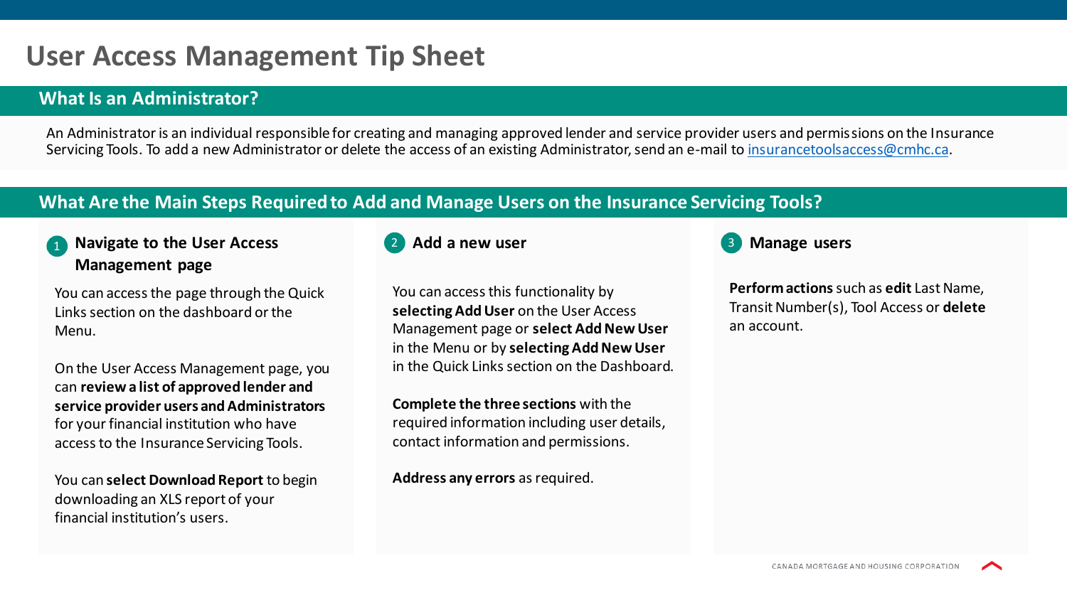# User Access Management Tip Sheet

## What Is an Administrator?

An Administrator is an individual responsible for creating and managing approved lender and service provider users and permissions on the Insurance Servicing Tools. To add a new Administrator or delete the access of an existing Administrator, send an e-mail to insurancetoolsaccess@cmhc.ca.

## What Are the Main Steps Required to Add and Manage Users on the Insurance Servicing Tools?

### 1 Navigate to the User Access Management page

You can access the page through the Quick Links section on the dashboard or the Menu.

On the User Access Management page, you can **review a list of approved lender and service provider users and Administrators** for your financial institution who have access to the Insurance Servicing Tools.

You can **select Download Report** to begin downloading an XLS report of your financial institution's users.

### 2 Add a new user

You can access this functionality by **selecting Add User** on the User Access Management page or **select Add New User** in the Menu or by **selecting Add New User** in the Quick Links section on the Dashboard.

**Complete the three sections** with the required information including user details, contact information and permissions.

**Address any errors** as required.

### 3 Manage users

**Perform actions** such as **edit** Last Name, Transit Number(s), Tool Access or **delete** an account.

CANADA MORTGAGE AND HOUSING CORPORATION